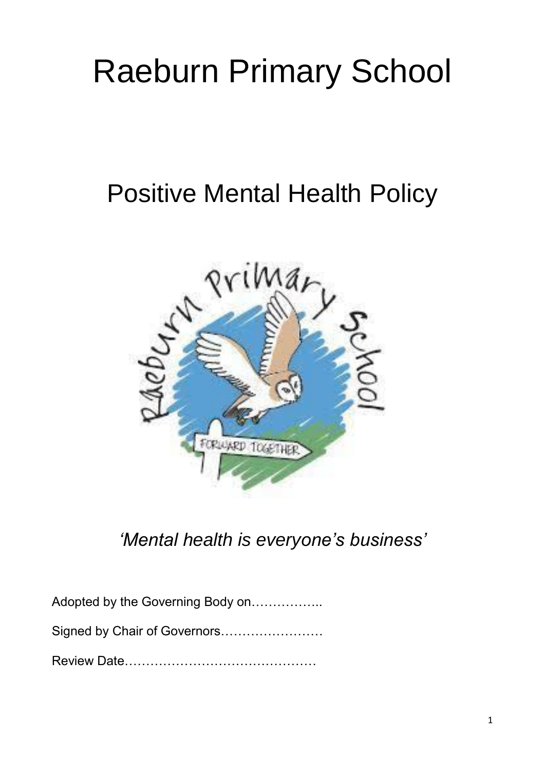# Raeburn Primary School

## Positive Mental Health Policy

*'Mental health is everyone's business'*

Adopted by the Governing Body on……………..

Signed by Chair of Governors……………………

Review Date………………………………………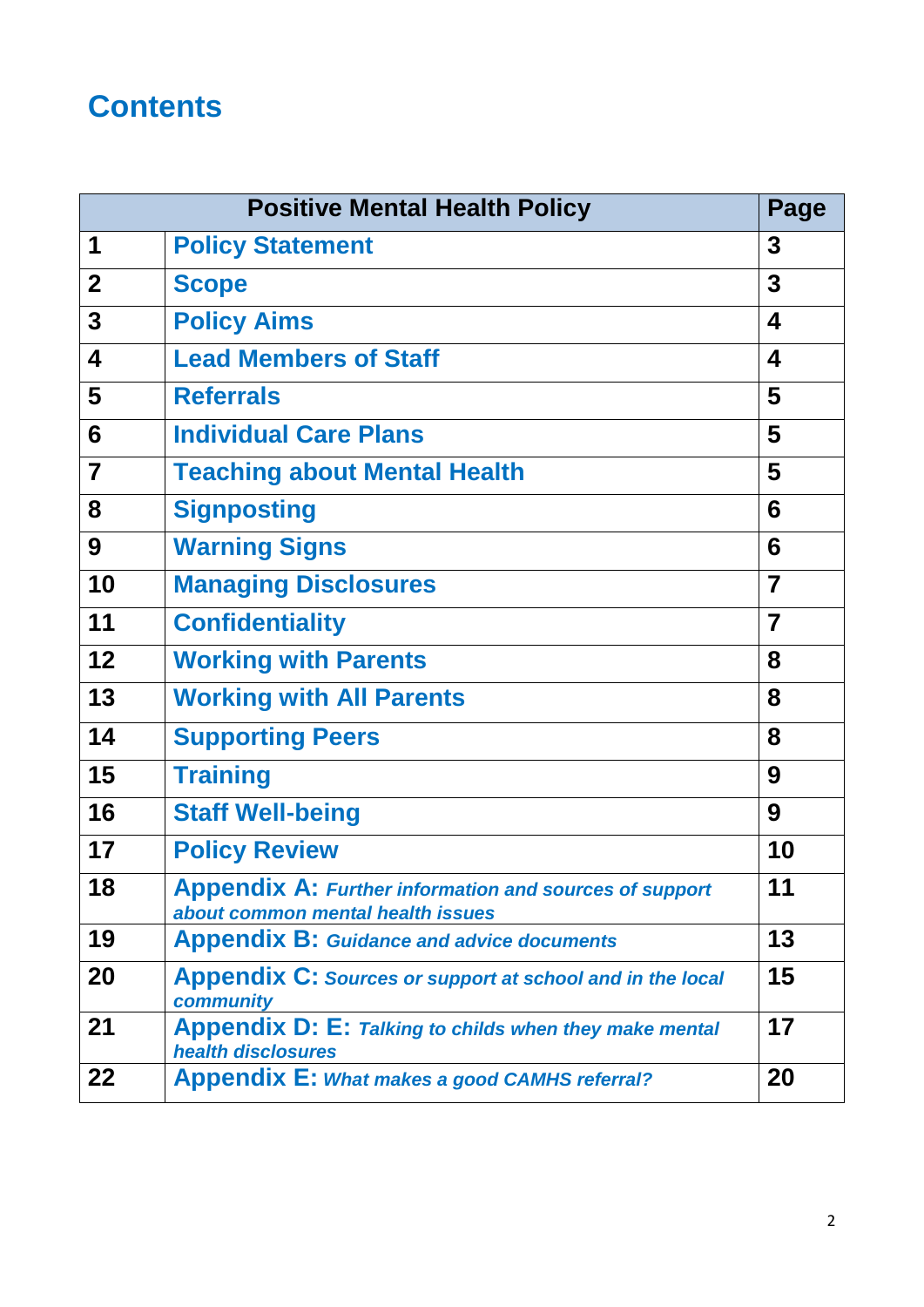# Contents

| Positive Mental Health Policy | | Page |
|---|---|---|
| 1 | **Policy Statement** | 3 |
| 2 | **Scope** | 3 |
| 3 | **Policy Aims** | 4 |
| 4 | **Lead Members of Staff** | 4 |
| 5 | **Referrals** | 5 |
| 6 | **Individual Care Plans** | 5 |
| 7 | **Teaching about Mental Health** | 5 |
| 8 | **Signposting** | 6 |
| 9 | **Warning Signs** | 6 |
| 10 | **Managing Disclosures** | 7 |
| 11 | **Confidentiality** | 7 |
| 12 | **Working with Parents** | 8 |
| 13 | **Working with All Parents** | 8 |
| 14 | **Supporting Peers** | 8 |
| 15 | **Training** | 9 |
| 16 | **Staff Well-being** | 9 |
| 17 | **Policy Review** | 10 |
| 18 | **Appendix A:** ***Further information and sources of support about common mental health issues*** | 11 |
| 19 | **Appendix B:** ***Guidance and advice documents*** | 13 |
| 20 | **Appendix C:** ***Sources or support at school and in the local community*** | 15 |
| 21 | **Appendix D: E:** ***Talking to childs when they make mental health disclosures*** | 17 |
| 22 | **Appendix E:** ***What makes a good CAMHS referral?*** | 20 |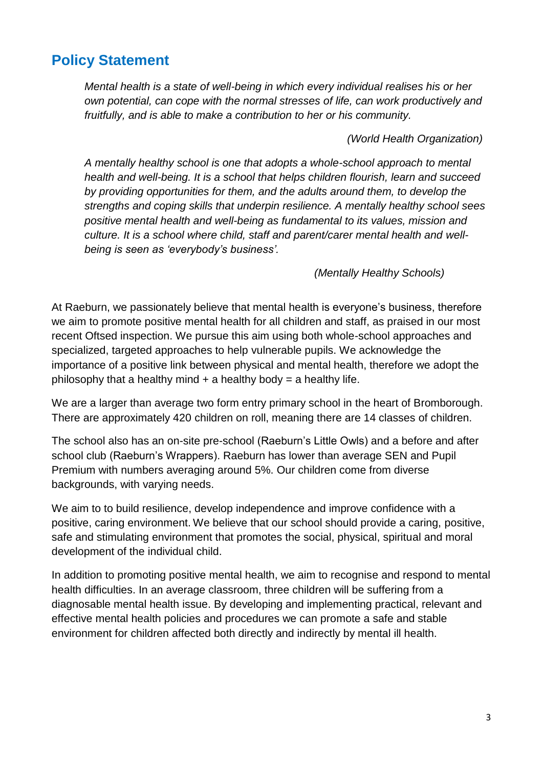## Policy Statement

> *Mental health is a state of well-being in which every individual realises his or her own potential, can cope with the normal stresses of life, can work productively and fruitfully, and is able to make a contribution to her or his community.*
>
> *(World Health Organization)*

> *A mentally healthy school is one that adopts a whole-school approach to mental health and well-being. It is a school that helps children flourish, learn and succeed by providing opportunities for them, and the adults around them, to develop the strengths and coping skills that underpin resilience. A mentally healthy school sees positive mental health and well-being as fundamental to its values, mission and culture. It is a school where child, staff and parent/carer mental health and well-being is seen as 'everybody's business'.*
>
> *(Mentally Healthy Schools)*

At Raeburn, we passionately believe that mental health is everyone's business, therefore we aim to promote positive mental health for all children and staff, as praised in our most recent Oftsed inspection. We pursue this aim using both whole-school approaches and specialized, targeted approaches to help vulnerable pupils. We acknowledge the importance of a positive link between physical and mental health, therefore we adopt the philosophy that a healthy mind + a healthy body = a healthy life.

We are a larger than average two form entry primary school in the heart of Bromborough. There are approximately 420 children on roll, meaning there are 14 classes of children.

The school also has an on-site pre-school (Raeburn's Little Owls) and a before and after school club (Raeburn's Wrappers). Raeburn has lower than average SEN and Pupil Premium with numbers averaging around 5%. Our children come from diverse backgrounds, with varying needs.

We aim to to build resilience, develop independence and improve confidence with a positive, caring environment. We believe that our school should provide a caring, positive, safe and stimulating environment that promotes the social, physical, spiritual and moral development of the individual child.

In addition to promoting positive mental health, we aim to recognise and respond to mental health difficulties. In an average classroom, three children will be suffering from a diagnosable mental health issue. By developing and implementing practical, relevant and effective mental health policies and procedures we can promote a safe and stable environment for children affected both directly and indirectly by mental ill health.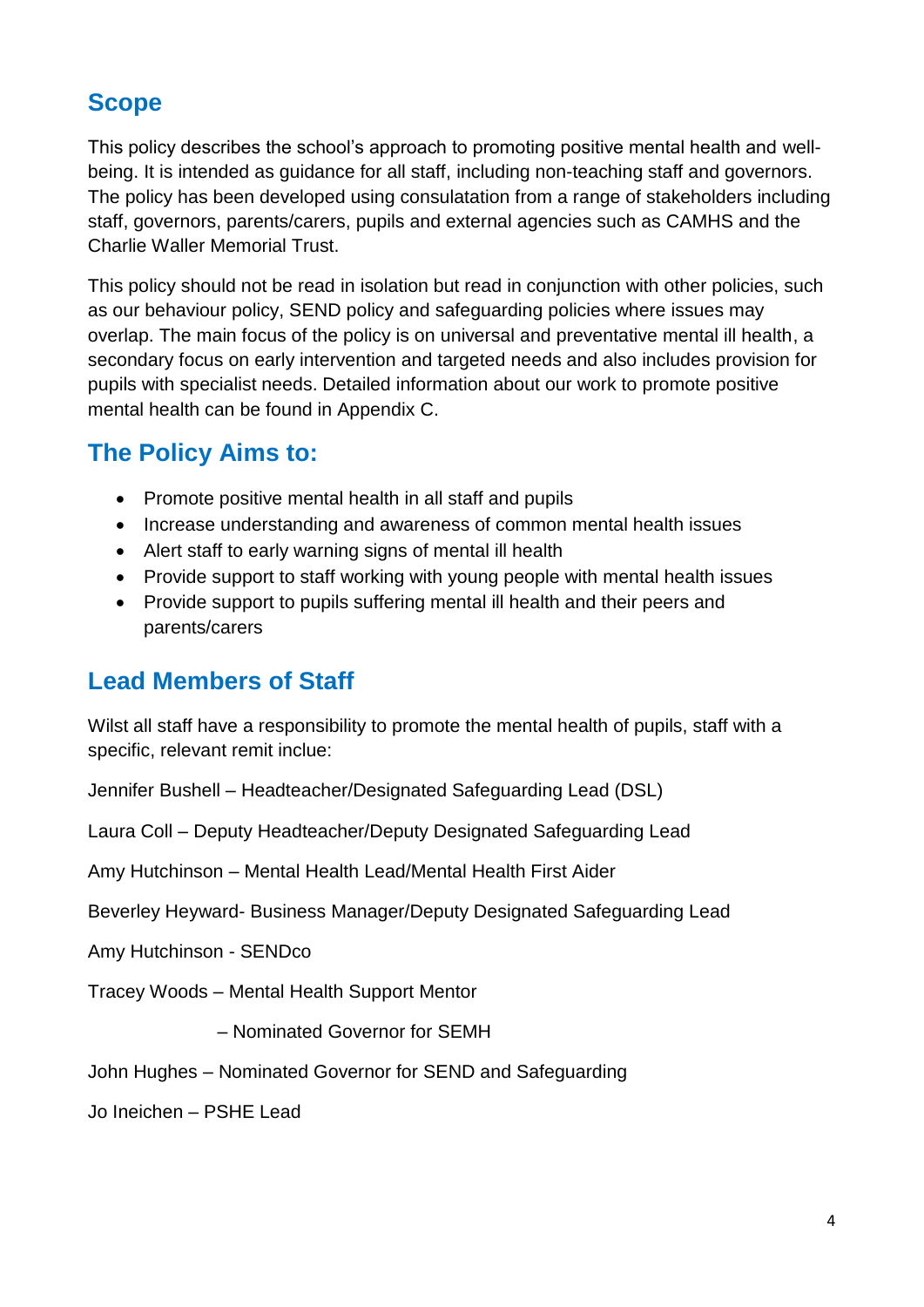## Scope

This policy describes the school's approach to promoting positive mental health and well-being. It is intended as guidance for all staff, including non-teaching staff and governors. The policy has been developed using consulatation from a range of stakeholders including staff, governors, parents/carers, pupils and external agencies such as CAMHS and the Charlie Waller Memorial Trust.

This policy should not be read in isolation but read in conjunction with other policies, such as our behaviour policy, SEND policy and safeguarding policies where issues may overlap. The main focus of the policy is on universal and preventative mental ill health, a secondary focus on early intervention and targeted needs and also includes provision for pupils with specialist needs. Detailed information about our work to promote positive mental health can be found in Appendix C.

## The Policy Aims to:

- Promote positive mental health in all staff and pupils
- Increase understanding and awareness of common mental health issues
- Alert staff to early warning signs of mental ill health
- Provide support to staff working with young people with mental health issues
- Provide support to pupils suffering mental ill health and their peers and parents/carers

## Lead Members of Staff

Wilst all staff have a responsibility to promote the mental health of pupils, staff with a specific, relevant remit inclue:

Jennifer Bushell – Headteacher/Designated Safeguarding Lead (DSL)

Laura Coll – Deputy Headteacher/Deputy Designated Safeguarding Lead

Amy Hutchinson – Mental Health Lead/Mental Health First Aider

Beverley Heyward- Business Manager/Deputy Designated Safeguarding Lead

Amy Hutchinson - SENDco

Tracey Woods – Mental Health Support Mentor

– Nominated Governor for SEMH

John Hughes – Nominated Governor for SEND and Safeguarding

Jo Ineichen – PSHE Lead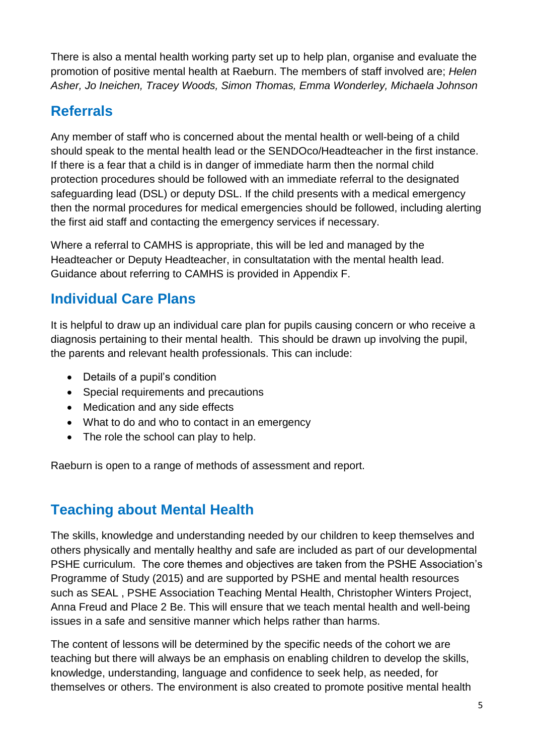There is also a mental health working party set up to help plan, organise and evaluate the promotion of positive mental health at Raeburn. The members of staff involved are; *Helen Asher, Jo Ineichen, Tracey Woods, Simon Thomas, Emma Wonderley, Michaela Johnson*

## Referrals

Any member of staff who is concerned about the mental health or well-being of a child should speak to the mental health lead or the SENDOco/Headteacher in the first instance. If there is a fear that a child is in danger of immediate harm then the normal child protection procedures should be followed with an immediate referral to the designated safeguarding lead (DSL) or deputy DSL. If the child presents with a medical emergency then the normal procedures for medical emergencies should be followed, including alerting the first aid staff and contacting the emergency services if necessary.

Where a referral to CAMHS is appropriate, this will be led and managed by the Headteacher or Deputy Headteacher, in consultatation with the mental health lead. Guidance about referring to CAMHS is provided in Appendix F.

## Individual Care Plans

It is helpful to draw up an individual care plan for pupils causing concern or who receive a diagnosis pertaining to their mental health. This should be drawn up involving the pupil, the parents and relevant health professionals. This can include:

- Details of a pupil's condition
- Special requirements and precautions
- Medication and any side effects
- What to do and who to contact in an emergency
- The role the school can play to help.

Raeburn is open to a range of methods of assessment and report.

## Teaching about Mental Health

The skills, knowledge and understanding needed by our children to keep themselves and others physically and mentally healthy and safe are included as part of our developmental PSHE curriculum. The core themes and objectives are taken from the PSHE Association's Programme of Study (2015) and are supported by PSHE and mental health resources such as SEAL , PSHE Association Teaching Mental Health, Christopher Winters Project, Anna Freud and Place 2 Be. This will ensure that we teach mental health and well-being issues in a safe and sensitive manner which helps rather than harms.

The content of lessons will be determined by the specific needs of the cohort we are teaching but there will always be an emphasis on enabling children to develop the skills, knowledge, understanding, language and confidence to seek help, as needed, for themselves or others. The environment is also created to promote positive mental health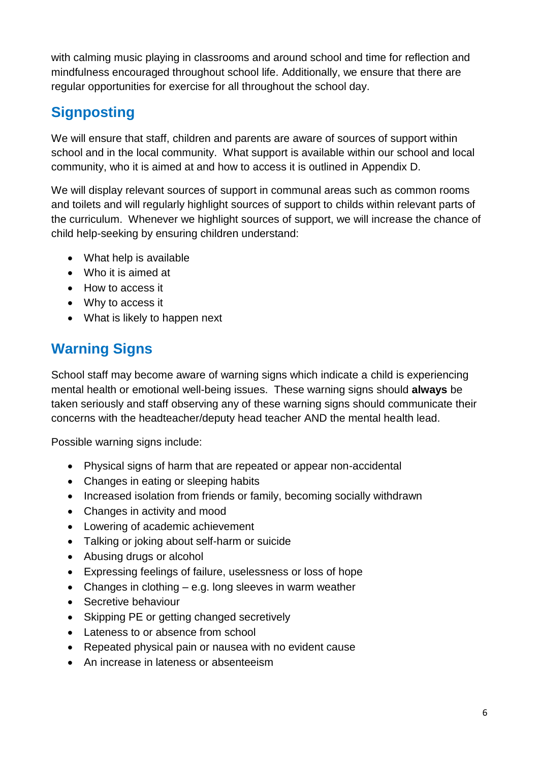with calming music playing in classrooms and around school and time for reflection and mindfulness encouraged throughout school life. Additionally, we ensure that there are regular opportunities for exercise for all throughout the school day.

## Signposting

We will ensure that staff, children and parents are aware of sources of support within school and in the local community. What support is available within our school and local community, who it is aimed at and how to access it is outlined in Appendix D.

We will display relevant sources of support in communal areas such as common rooms and toilets and will regularly highlight sources of support to childs within relevant parts of the curriculum. Whenever we highlight sources of support, we will increase the chance of child help-seeking by ensuring children understand:

- What help is available
- Who it is aimed at
- How to access it
- Why to access it
- What is likely to happen next

## Warning Signs

School staff may become aware of warning signs which indicate a child is experiencing mental health or emotional well-being issues. These warning signs should **always** be taken seriously and staff observing any of these warning signs should communicate their concerns with the headteacher/deputy head teacher AND the mental health lead.

Possible warning signs include:

- Physical signs of harm that are repeated or appear non-accidental
- Changes in eating or sleeping habits
- Increased isolation from friends or family, becoming socially withdrawn
- Changes in activity and mood
- Lowering of academic achievement
- Talking or joking about self-harm or suicide
- Abusing drugs or alcohol
- Expressing feelings of failure, uselessness or loss of hope
- Changes in clothing – e.g. long sleeves in warm weather
- Secretive behaviour
- Skipping PE or getting changed secretively
- Lateness to or absence from school
- Repeated physical pain or nausea with no evident cause
- An increase in lateness or absenteeism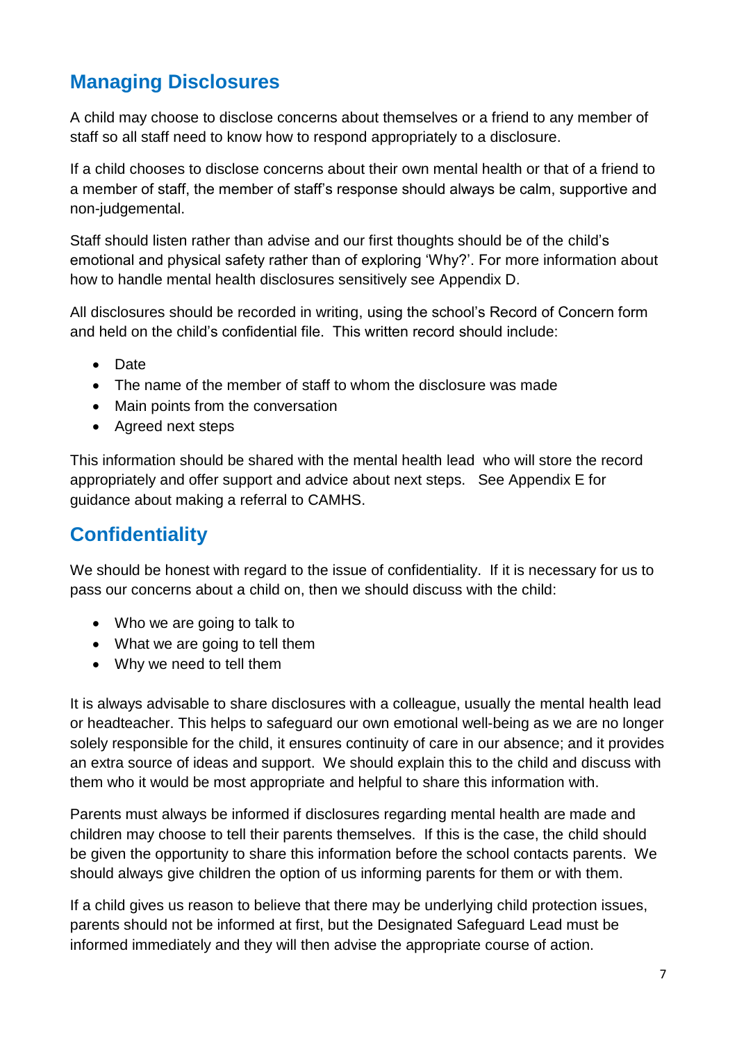## Managing Disclosures

A child may choose to disclose concerns about themselves or a friend to any member of staff so all staff need to know how to respond appropriately to a disclosure.

If a child chooses to disclose concerns about their own mental health or that of a friend to a member of staff, the member of staff's response should always be calm, supportive and non-judgemental.

Staff should listen rather than advise and our first thoughts should be of the child's emotional and physical safety rather than of exploring 'Why?'. For more information about how to handle mental health disclosures sensitively see Appendix D.

All disclosures should be recorded in writing, using the school's Record of Concern form and held on the child's confidential file. This written record should include:

- Date
- The name of the member of staff to whom the disclosure was made
- Main points from the conversation
- Agreed next steps

This information should be shared with the mental health lead who will store the record appropriately and offer support and advice about next steps. See Appendix E for guidance about making a referral to CAMHS.

## Confidentiality

We should be honest with regard to the issue of confidentiality. If it is necessary for us to pass our concerns about a child on, then we should discuss with the child:

- Who we are going to talk to
- What we are going to tell them
- Why we need to tell them

It is always advisable to share disclosures with a colleague, usually the mental health lead or headteacher. This helps to safeguard our own emotional well-being as we are no longer solely responsible for the child, it ensures continuity of care in our absence; and it provides an extra source of ideas and support. We should explain this to the child and discuss with them who it would be most appropriate and helpful to share this information with.

Parents must always be informed if disclosures regarding mental health are made and children may choose to tell their parents themselves. If this is the case, the child should be given the opportunity to share this information before the school contacts parents. We should always give children the option of us informing parents for them or with them.

If a child gives us reason to believe that there may be underlying child protection issues, parents should not be informed at first, but the Designated Safeguard Lead must be informed immediately and they will then advise the appropriate course of action.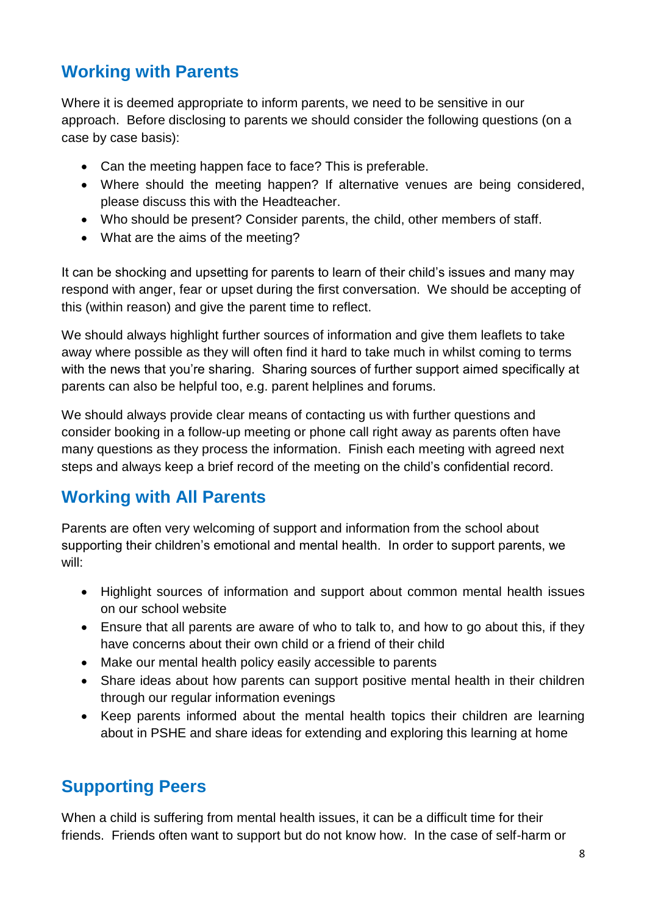## Working with Parents

Where it is deemed appropriate to inform parents, we need to be sensitive in our approach. Before disclosing to parents we should consider the following questions (on a case by case basis):

- Can the meeting happen face to face? This is preferable.
- Where should the meeting happen? If alternative venues are being considered, please discuss this with the Headteacher.
- Who should be present? Consider parents, the child, other members of staff.
- What are the aims of the meeting?

It can be shocking and upsetting for parents to learn of their child's issues and many may respond with anger, fear or upset during the first conversation. We should be accepting of this (within reason) and give the parent time to reflect.

We should always highlight further sources of information and give them leaflets to take away where possible as they will often find it hard to take much in whilst coming to terms with the news that you're sharing. Sharing sources of further support aimed specifically at parents can also be helpful too, e.g. parent helplines and forums.

We should always provide clear means of contacting us with further questions and consider booking in a follow-up meeting or phone call right away as parents often have many questions as they process the information. Finish each meeting with agreed next steps and always keep a brief record of the meeting on the child's confidential record.

## Working with All Parents

Parents are often very welcoming of support and information from the school about supporting their children's emotional and mental health. In order to support parents, we will:

- Highlight sources of information and support about common mental health issues on our school website
- Ensure that all parents are aware of who to talk to, and how to go about this, if they have concerns about their own child or a friend of their child
- Make our mental health policy easily accessible to parents
- Share ideas about how parents can support positive mental health in their children through our regular information evenings
- Keep parents informed about the mental health topics their children are learning about in PSHE and share ideas for extending and exploring this learning at home

## Supporting Peers

When a child is suffering from mental health issues, it can be a difficult time for their friends. Friends often want to support but do not know how. In the case of self-harm or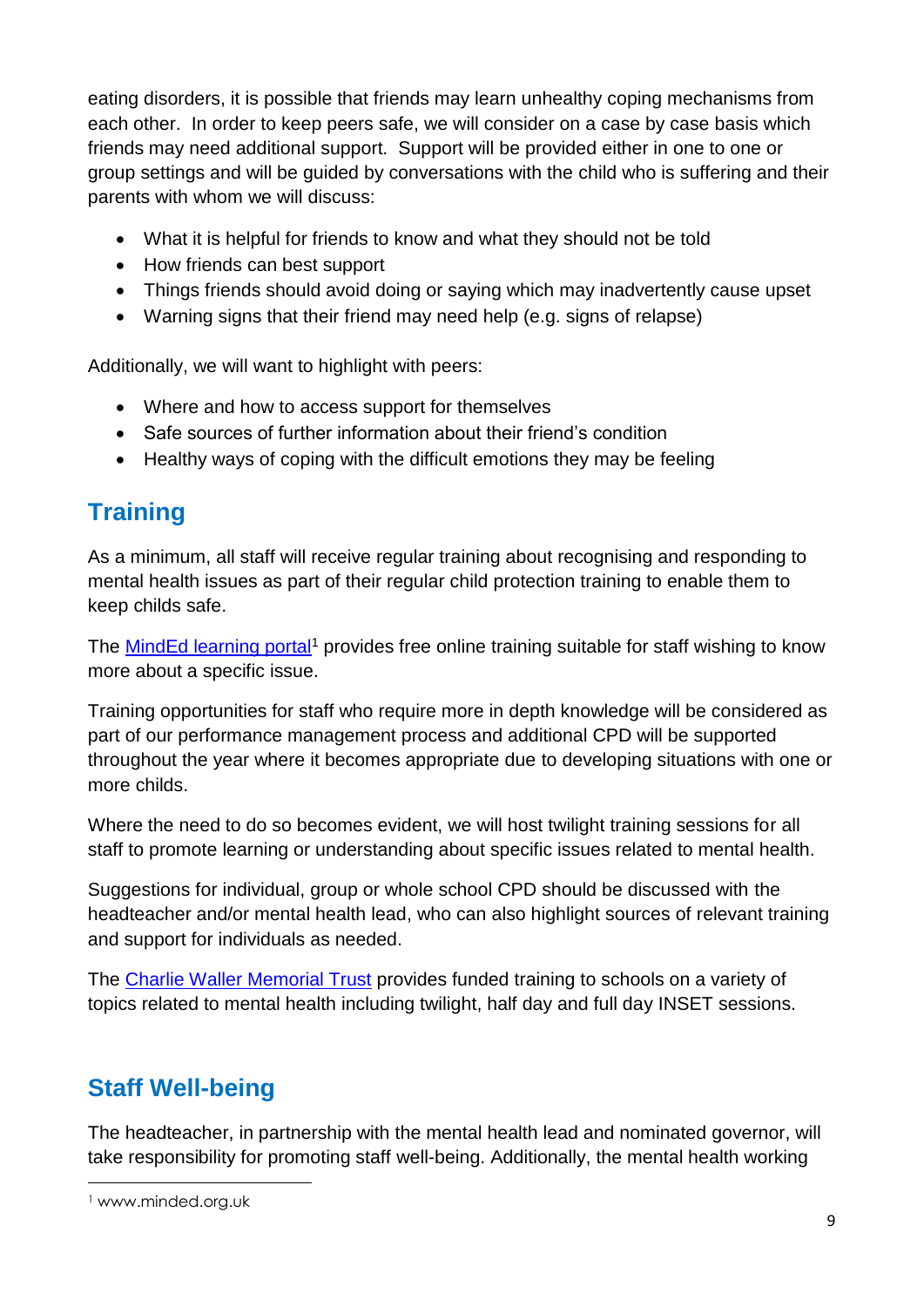eating disorders, it is possible that friends may learn unhealthy coping mechanisms from each other. In order to keep peers safe, we will consider on a case by case basis which friends may need additional support. Support will be provided either in one to one or group settings and will be guided by conversations with the child who is suffering and their parents with whom we will discuss:

- What it is helpful for friends to know and what they should not be told
- How friends can best support
- Things friends should avoid doing or saying which may inadvertently cause upset
- Warning signs that their friend may need help (e.g. signs of relapse)

Additionally, we will want to highlight with peers:

- Where and how to access support for themselves
- Safe sources of further information about their friend's condition
- Healthy ways of coping with the difficult emotions they may be feeling

## Training

As a minimum, all staff will receive regular training about recognising and responding to mental health issues as part of their regular child protection training to enable them to keep childs safe.

The MindEd learning portal[1] provides free online training suitable for staff wishing to know more about a specific issue.

Training opportunities for staff who require more in depth knowledge will be considered as part of our performance management process and additional CPD will be supported throughout the year where it becomes appropriate due to developing situations with one or more childs.

Where the need to do so becomes evident, we will host twilight training sessions for all staff to promote learning or understanding about specific issues related to mental health.

Suggestions for individual, group or whole school CPD should be discussed with the headteacher and/or mental health lead, who can also highlight sources of relevant training and support for individuals as needed.

The Charlie Waller Memorial Trust provides funded training to schools on a variety of topics related to mental health including twilight, half day and full day INSET sessions.

## Staff Well-being

The headteacher, in partnership with the mental health lead and nominated governor, will take responsibility for promoting staff well-being. Additionally, the mental health working

[1] www.minded.org.uk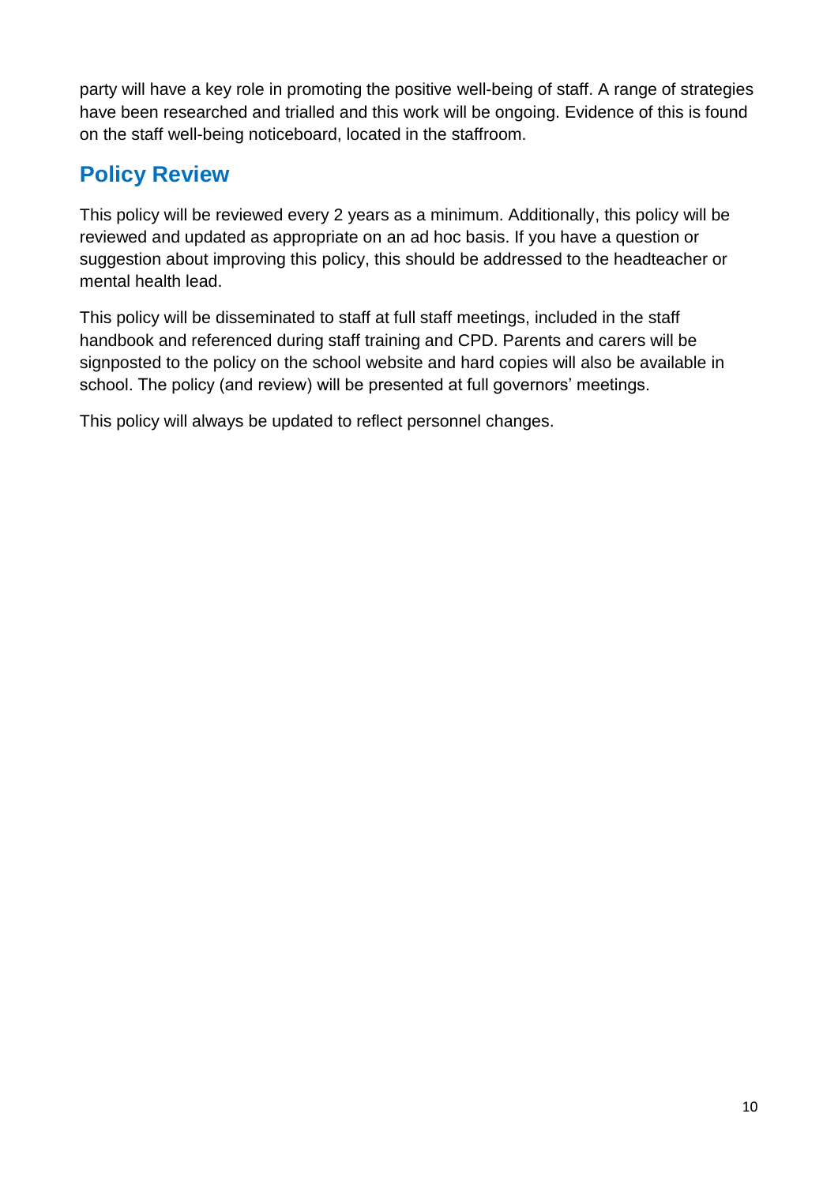party will have a key role in promoting the positive well-being of staff. A range of strategies have been researched and trialled and this work will be ongoing. Evidence of this is found on the staff well-being noticeboard, located in the staffroom.

## Policy Review

This policy will be reviewed every 2 years as a minimum. Additionally, this policy will be reviewed and updated as appropriate on an ad hoc basis. If you have a question or suggestion about improving this policy, this should be addressed to the headteacher or mental health lead.

This policy will be disseminated to staff at full staff meetings, included in the staff handbook and referenced during staff training and CPD. Parents and carers will be signposted to the policy on the school website and hard copies will also be available in school. The policy (and review) will be presented at full governors' meetings.

This policy will always be updated to reflect personnel changes.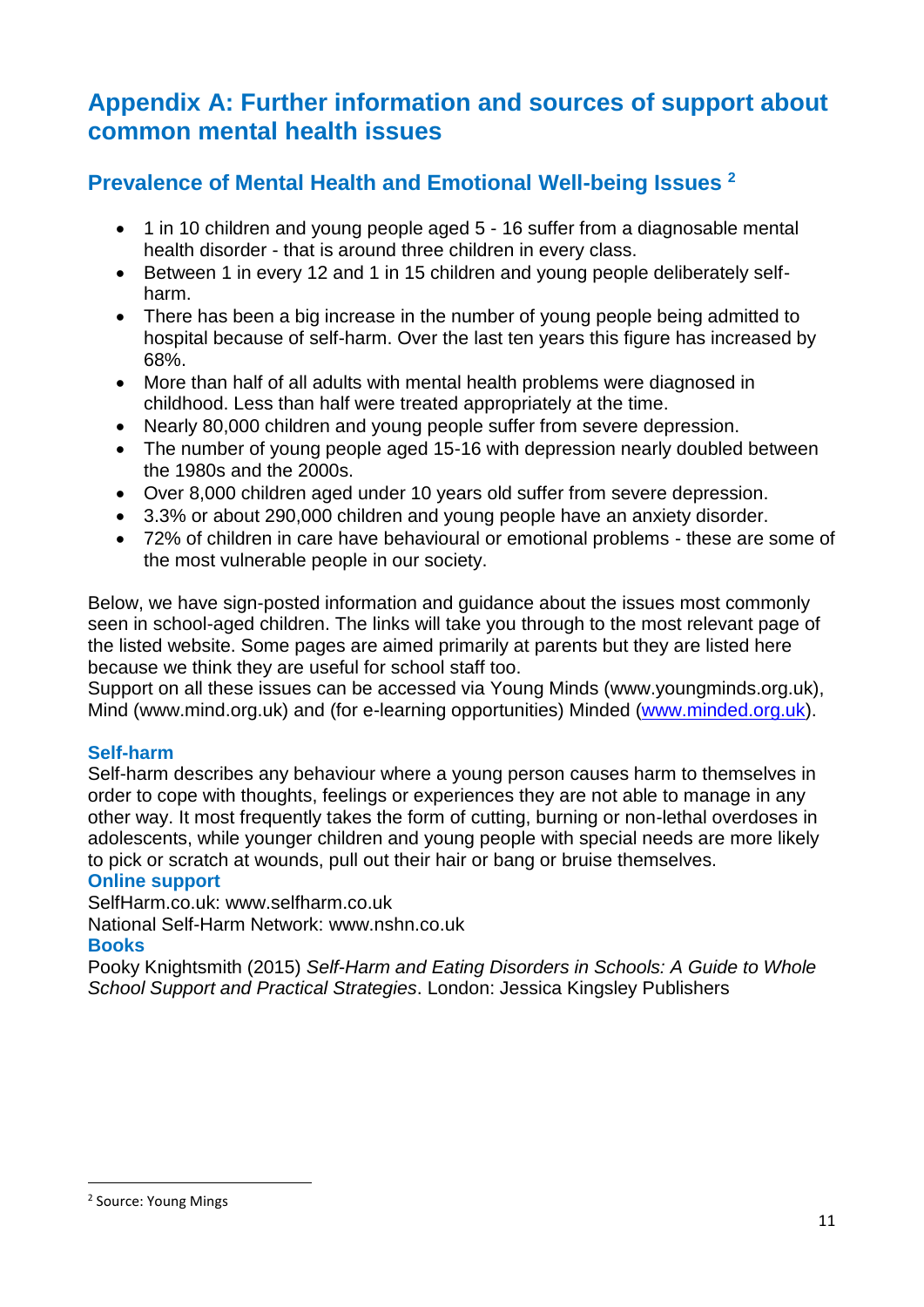## Appendix A: Further information and sources of support about common mental health issues

### Prevalence of Mental Health and Emotional Well-being Issues [2]

- 1 in 10 children and young people aged 5 - 16 suffer from a diagnosable mental health disorder - that is around three children in every class.
- Between 1 in every 12 and 1 in 15 children and young people deliberately self-harm.
- There has been a big increase in the number of young people being admitted to hospital because of self-harm. Over the last ten years this figure has increased by 68%.
- More than half of all adults with mental health problems were diagnosed in childhood. Less than half were treated appropriately at the time.
- Nearly 80,000 children and young people suffer from severe depression.
- The number of young people aged 15-16 with depression nearly doubled between the 1980s and the 2000s.
- Over 8,000 children aged under 10 years old suffer from severe depression.
- 3.3% or about 290,000 children and young people have an anxiety disorder.
- 72% of children in care have behavioural or emotional problems - these are some of the most vulnerable people in our society.

Below, we have sign-posted information and guidance about the issues most commonly seen in school-aged children. The links will take you through to the most relevant page of the listed website. Some pages are aimed primarily at parents but they are listed here because we think they are useful for school staff too.
Support on all these issues can be accessed via Young Minds (www.youngminds.org.uk), Mind (www.mind.org.uk) and (for e-learning opportunities) Minded (www.minded.org.uk).

#### Self-harm

Self-harm describes any behaviour where a young person causes harm to themselves in order to cope with thoughts, feelings or experiences they are not able to manage in any other way. It most frequently takes the form of cutting, burning or non-lethal overdoses in adolescents, while younger children and young people with special needs are more likely to pick or scratch at wounds, pull out their hair or bang or bruise themselves.

**Online support**

SelfHarm.co.uk: www.selfharm.co.uk
National Self-Harm Network: www.nshn.co.uk

**Books**

Pooky Knightsmith (2015) *Self-Harm and Eating Disorders in Schools: A Guide to Whole School Support and Practical Strategies*. London: Jessica Kingsley Publishers

---

[2] Source: Young Mings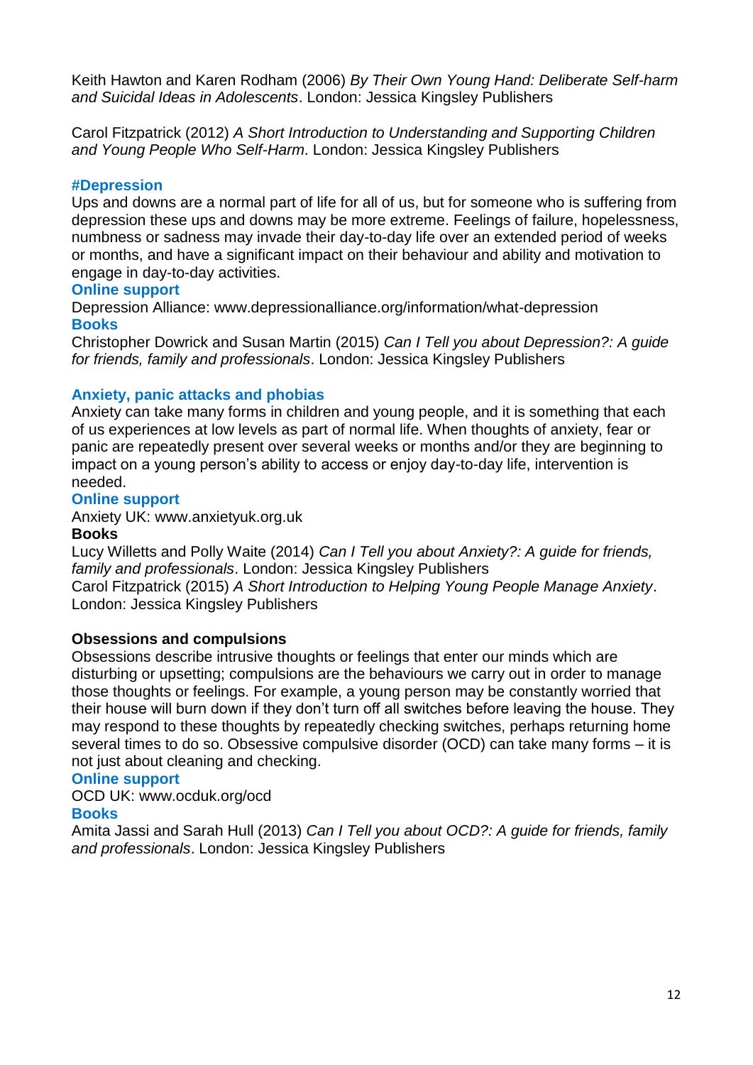Keith Hawton and Karen Rodham (2006) *By Their Own Young Hand: Deliberate Self-harm and Suicidal Ideas in Adolescents*. London: Jessica Kingsley Publishers

Carol Fitzpatrick (2012) *A Short Introduction to Understanding and Supporting Children and Young People Who Self-Harm*. London: Jessica Kingsley Publishers

### #Depression

Ups and downs are a normal part of life for all of us, but for someone who is suffering from depression these ups and downs may be more extreme. Feelings of failure, hopelessness, numbness or sadness may invade their day-to-day life over an extended period of weeks or months, and have a significant impact on their behaviour and ability and motivation to engage in day-to-day activities.

#### Online support

Depression Alliance: www.depressionalliance.org/information/what-depression

#### Books

Christopher Dowrick and Susan Martin (2015) *Can I Tell you about Depression?: A guide for friends, family and professionals*. London: Jessica Kingsley Publishers

### Anxiety, panic attacks and phobias

Anxiety can take many forms in children and young people, and it is something that each of us experiences at low levels as part of normal life. When thoughts of anxiety, fear or panic are repeatedly present over several weeks or months and/or they are beginning to impact on a young person's ability to access or enjoy day-to-day life, intervention is needed.

#### Online support

Anxiety UK: www.anxietyuk.org.uk

#### Books

Lucy Willetts and Polly Waite (2014) *Can I Tell you about Anxiety?: A guide for friends, family and professionals*. London: Jessica Kingsley Publishers

Carol Fitzpatrick (2015) *A Short Introduction to Helping Young People Manage Anxiety*. London: Jessica Kingsley Publishers

### Obsessions and compulsions

Obsessions describe intrusive thoughts or feelings that enter our minds which are disturbing or upsetting; compulsions are the behaviours we carry out in order to manage those thoughts or feelings. For example, a young person may be constantly worried that their house will burn down if they don't turn off all switches before leaving the house. They may respond to these thoughts by repeatedly checking switches, perhaps returning home several times to do so. Obsessive compulsive disorder (OCD) can take many forms – it is not just about cleaning and checking.

#### Online support

OCD UK: www.ocduk.org/ocd

#### Books

Amita Jassi and Sarah Hull (2013) *Can I Tell you about OCD?: A guide for friends, family and professionals*. London: Jessica Kingsley Publishers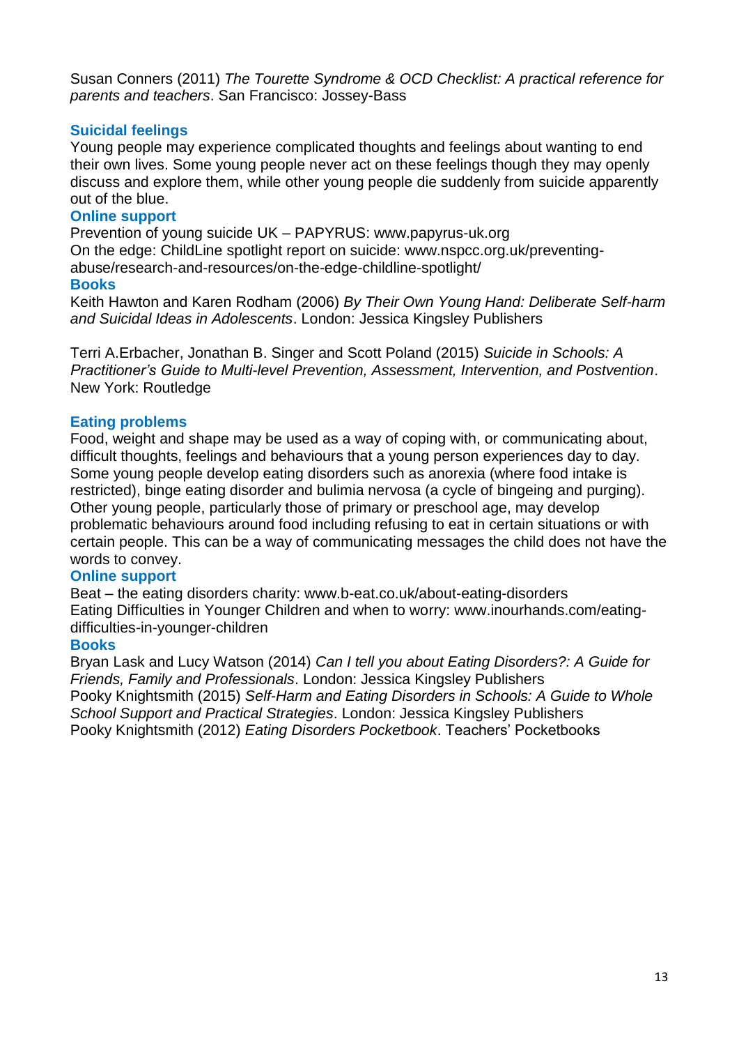Susan Conners (2011) *The Tourette Syndrome & OCD Checklist: A practical reference for parents and teachers*. San Francisco: Jossey-Bass

## Suicidal feelings

Young people may experience complicated thoughts and feelings about wanting to end their own lives. Some young people never act on these feelings though they may openly discuss and explore them, while other young people die suddenly from suicide apparently out of the blue.

### Online support

Prevention of young suicide UK – PAPYRUS: www.papyrus-uk.org
On the edge: ChildLine spotlight report on suicide: www.nspcc.org.uk/preventing-abuse/research-and-resources/on-the-edge-childline-spotlight/

### Books

Keith Hawton and Karen Rodham (2006) *By Their Own Young Hand: Deliberate Self-harm and Suicidal Ideas in Adolescents*. London: Jessica Kingsley Publishers

Terri A.Erbacher, Jonathan B. Singer and Scott Poland (2015) *Suicide in Schools: A Practitioner's Guide to Multi-level Prevention, Assessment, Intervention, and Postvention*. New York: Routledge

## Eating problems

Food, weight and shape may be used as a way of coping with, or communicating about, difficult thoughts, feelings and behaviours that a young person experiences day to day. Some young people develop eating disorders such as anorexia (where food intake is restricted), binge eating disorder and bulimia nervosa (a cycle of bingeing and purging). Other young people, particularly those of primary or preschool age, may develop problematic behaviours around food including refusing to eat in certain situations or with certain people. This can be a way of communicating messages the child does not have the words to convey.

### Online support

Beat – the eating disorders charity: www.b-eat.co.uk/about-eating-disorders
Eating Difficulties in Younger Children and when to worry: www.inourhands.com/eating-difficulties-in-younger-children

### Books

Bryan Lask and Lucy Watson (2014) *Can I tell you about Eating Disorders?: A Guide for Friends, Family and Professionals*. London: Jessica Kingsley Publishers
Pooky Knightsmith (2015) *Self-Harm and Eating Disorders in Schools: A Guide to Whole School Support and Practical Strategies*. London: Jessica Kingsley Publishers
Pooky Knightsmith (2012) *Eating Disorders Pocketbook*. Teachers' Pocketbooks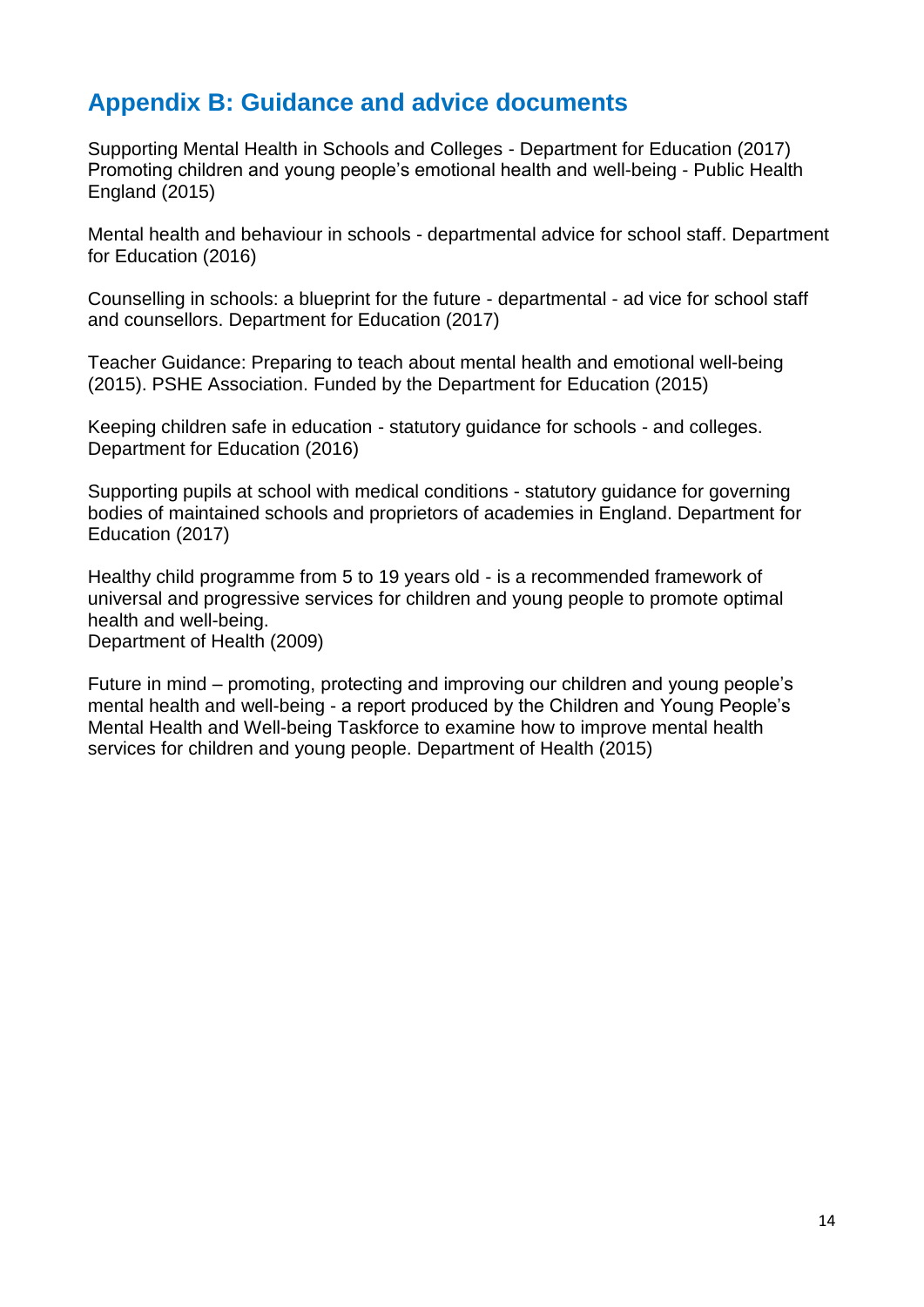## Appendix B: Guidance and advice documents

Supporting Mental Health in Schools and Colleges - Department for Education (2017)
Promoting children and young people's emotional health and well-being - Public Health England (2015)

Mental health and behaviour in schools - departmental advice for school staff. Department for Education (2016)

Counselling in schools: a blueprint for the future - departmental - ad vice for school staff and counsellors. Department for Education (2017)

Teacher Guidance: Preparing to teach about mental health and emotional well-being (2015). PSHE Association. Funded by the Department for Education (2015)

Keeping children safe in education - statutory guidance for schools - and colleges. Department for Education (2016)

Supporting pupils at school with medical conditions - statutory guidance for governing bodies of maintained schools and proprietors of academies in England. Department for Education (2017)

Healthy child programme from 5 to 19 years old - is a recommended framework of universal and progressive services for children and young people to promote optimal health and well-being.
Department of Health (2009)

Future in mind – promoting, protecting and improving our children and young people's mental health and well-being - a report produced by the Children and Young People's Mental Health and Well-being Taskforce to examine how to improve mental health services for children and young people. Department of Health (2015)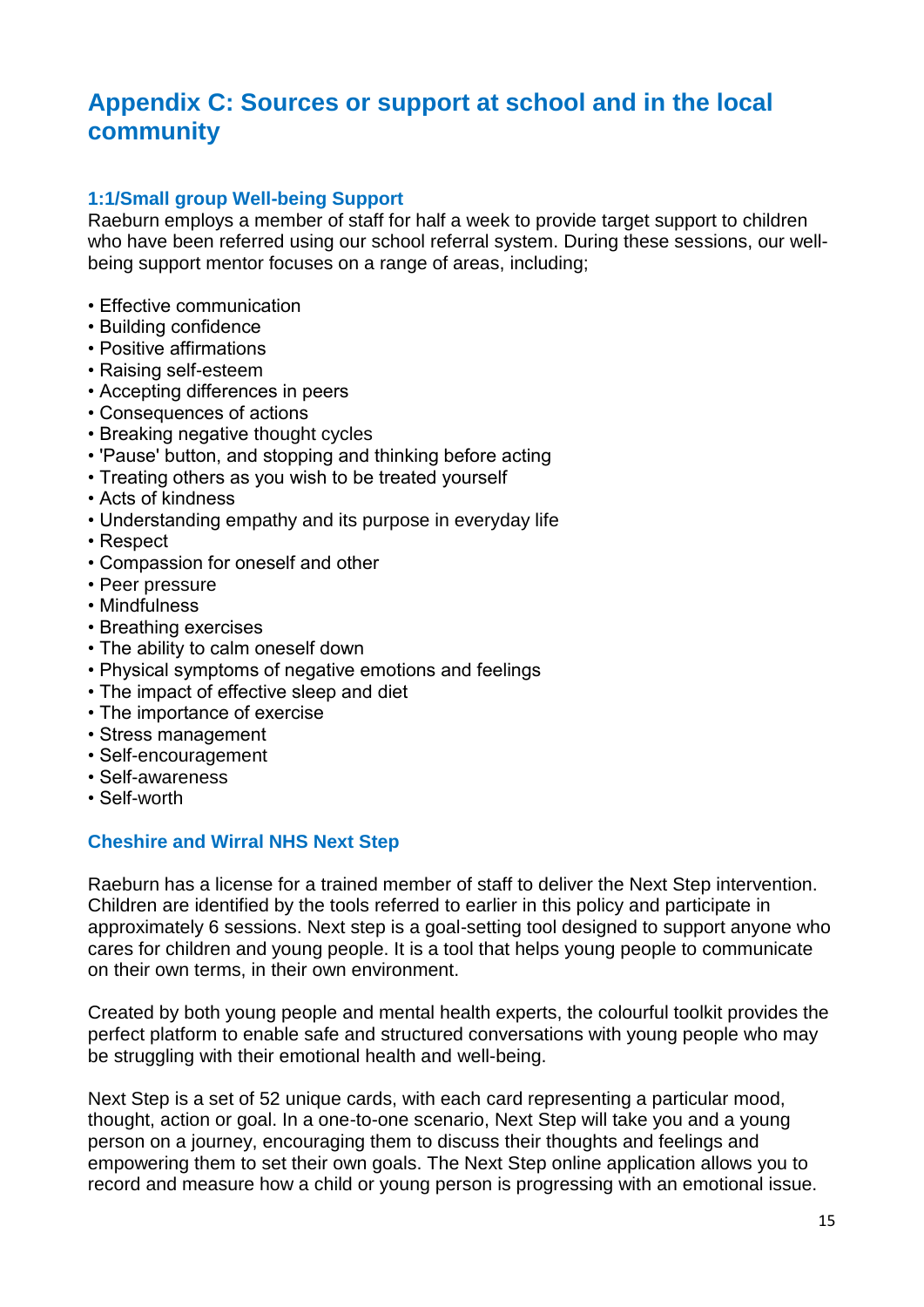## Appendix C: Sources or support at school and in the local community

### 1:1/Small group Well-being Support

Raeburn employs a member of staff for half a week to provide target support to children who have been referred using our school referral system. During these sessions, our well-being support mentor focuses on a range of areas, including;

- Effective communication
- Building confidence
- Positive affirmations
- Raising self-esteem
- Accepting differences in peers
- Consequences of actions
- Breaking negative thought cycles
- 'Pause' button, and stopping and thinking before acting
- Treating others as you wish to be treated yourself
- Acts of kindness
- Understanding empathy and its purpose in everyday life
- Respect
- Compassion for oneself and other
- Peer pressure
- Mindfulness
- Breathing exercises
- The ability to calm oneself down
- Physical symptoms of negative emotions and feelings
- The impact of effective sleep and diet
- The importance of exercise
- Stress management
- Self-encouragement
- Self-awareness
- Self-worth

### Cheshire and Wirral NHS Next Step

Raeburn has a license for a trained member of staff to deliver the Next Step intervention. Children are identified by the tools referred to earlier in this policy and participate in approximately 6 sessions. Next step is a goal-setting tool designed to support anyone who cares for children and young people. It is a tool that helps young people to communicate on their own terms, in their own environment.

Created by both young people and mental health experts, the colourful toolkit provides the perfect platform to enable safe and structured conversations with young people who may be struggling with their emotional health and well-being.

Next Step is a set of 52 unique cards, with each card representing a particular mood, thought, action or goal. In a one-to-one scenario, Next Step will take you and a young person on a journey, encouraging them to discuss their thoughts and feelings and empowering them to set their own goals. The Next Step online application allows you to record and measure how a child or young person is progressing with an emotional issue.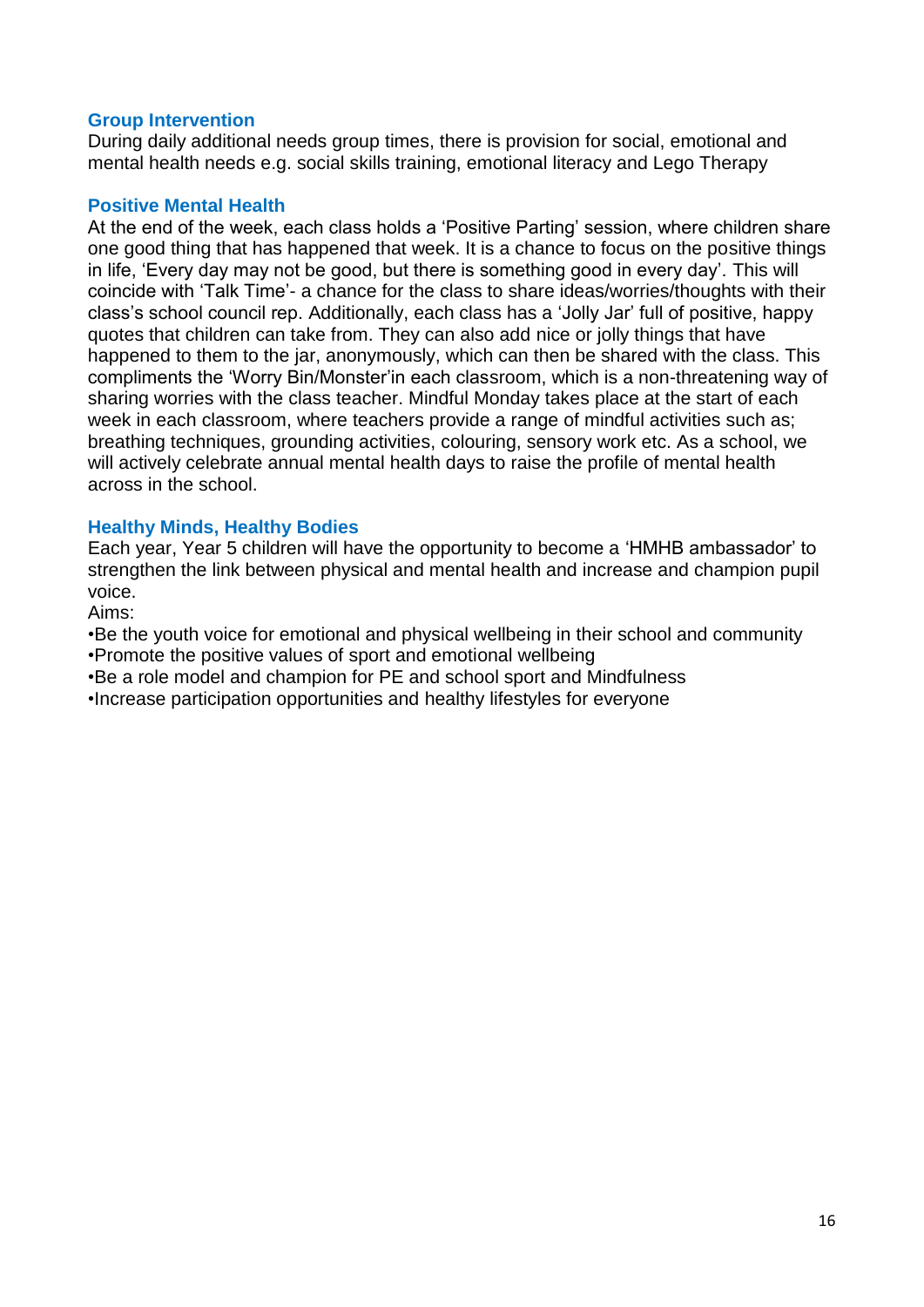### Group Intervention

During daily additional needs group times, there is provision for social, emotional and mental health needs e.g. social skills training, emotional literacy and Lego Therapy

### Positive Mental Health

At the end of the week, each class holds a 'Positive Parting' session, where children share one good thing that has happened that week. It is a chance to focus on the positive things in life, 'Every day may not be good, but there is something good in every day'. This will coincide with 'Talk Time'- a chance for the class to share ideas/worries/thoughts with their class's school council rep. Additionally, each class has a 'Jolly Jar' full of positive, happy quotes that children can take from. They can also add nice or jolly things that have happened to them to the jar, anonymously, which can then be shared with the class. This compliments the 'Worry Bin/Monster'in each classroom, which is a non-threatening way of sharing worries with the class teacher. Mindful Monday takes place at the start of each week in each classroom, where teachers provide a range of mindful activities such as; breathing techniques, grounding activities, colouring, sensory work etc. As a school, we will actively celebrate annual mental health days to raise the profile of mental health across in the school.

### Healthy Minds, Healthy Bodies

Each year, Year 5 children will have the opportunity to become a 'HMHB ambassador' to strengthen the link between physical and mental health and increase and champion pupil voice.

Aims:

- Be the youth voice for emotional and physical wellbeing in their school and community
- Promote the positive values of sport and emotional wellbeing
- Be a role model and champion for PE and school sport and Mindfulness
- Increase participation opportunities and healthy lifestyles for everyone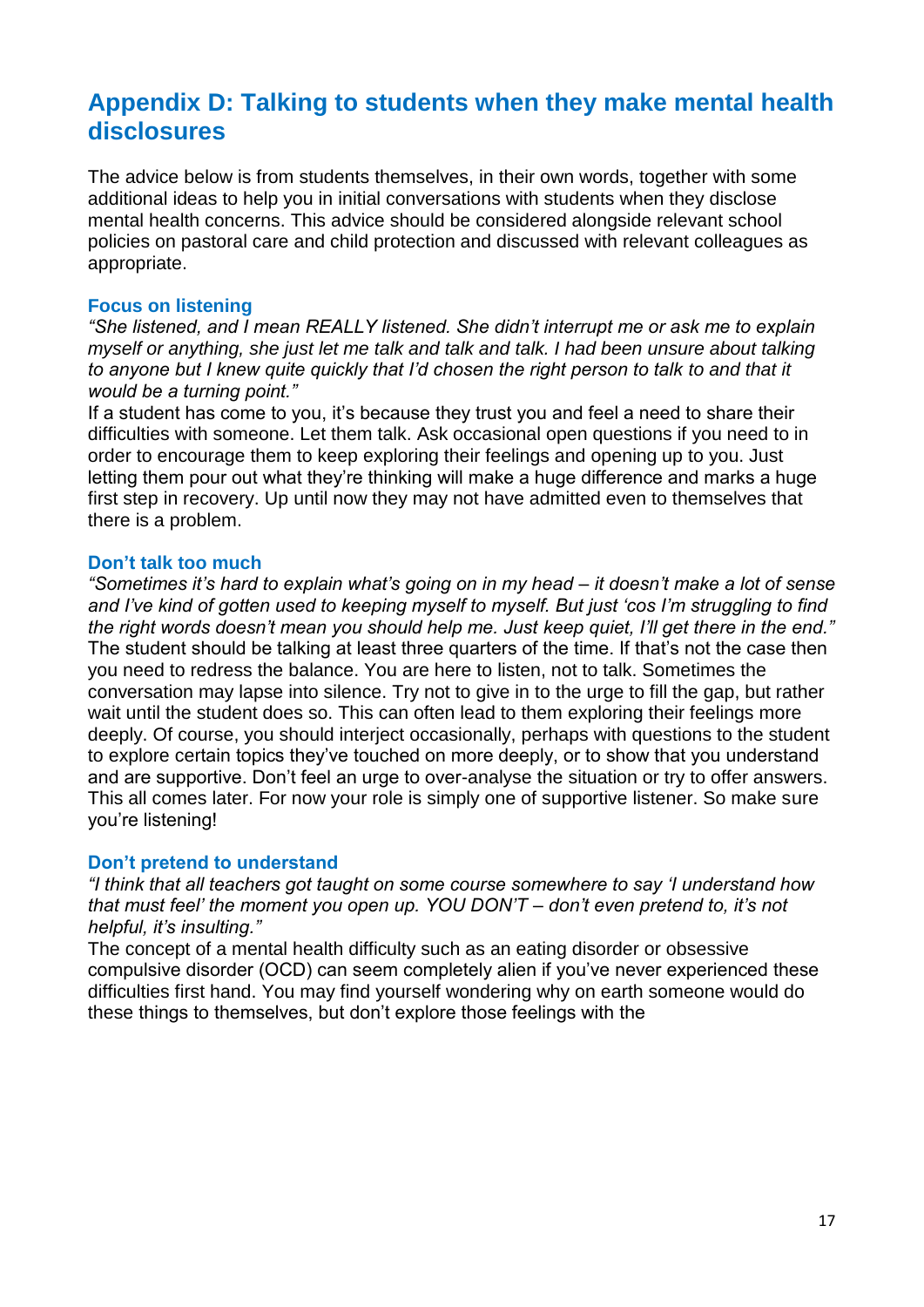## Appendix D: Talking to students when they make mental health disclosures

The advice below is from students themselves, in their own words, together with some additional ideas to help you in initial conversations with students when they disclose mental health concerns. This advice should be considered alongside relevant school policies on pastoral care and child protection and discussed with relevant colleagues as appropriate.

### Focus on listening

*"She listened, and I mean REALLY listened. She didn't interrupt me or ask me to explain myself or anything, she just let me talk and talk and talk. I had been unsure about talking to anyone but I knew quite quickly that I'd chosen the right person to talk to and that it would be a turning point."*

If a student has come to you, it's because they trust you and feel a need to share their difficulties with someone. Let them talk. Ask occasional open questions if you need to in order to encourage them to keep exploring their feelings and opening up to you. Just letting them pour out what they're thinking will make a huge difference and marks a huge first step in recovery. Up until now they may not have admitted even to themselves that there is a problem.

### Don't talk too much

*"Sometimes it's hard to explain what's going on in my head – it doesn't make a lot of sense and I've kind of gotten used to keeping myself to myself. But just 'cos I'm struggling to find the right words doesn't mean you should help me. Just keep quiet, I'll get there in the end."*

The student should be talking at least three quarters of the time. If that's not the case then you need to redress the balance. You are here to listen, not to talk. Sometimes the conversation may lapse into silence. Try not to give in to the urge to fill the gap, but rather wait until the student does so. This can often lead to them exploring their feelings more deeply. Of course, you should interject occasionally, perhaps with questions to the student to explore certain topics they've touched on more deeply, or to show that you understand and are supportive. Don't feel an urge to over-analyse the situation or try to offer answers. This all comes later. For now your role is simply one of supportive listener. So make sure you're listening!

### Don't pretend to understand

*"I think that all teachers got taught on some course somewhere to say 'I understand how that must feel' the moment you open up. YOU DON'T – don't even pretend to, it's not helpful, it's insulting."*

The concept of a mental health difficulty such as an eating disorder or obsessive compulsive disorder (OCD) can seem completely alien if you've never experienced these difficulties first hand. You may find yourself wondering why on earth someone would do these things to themselves, but don't explore those feelings with the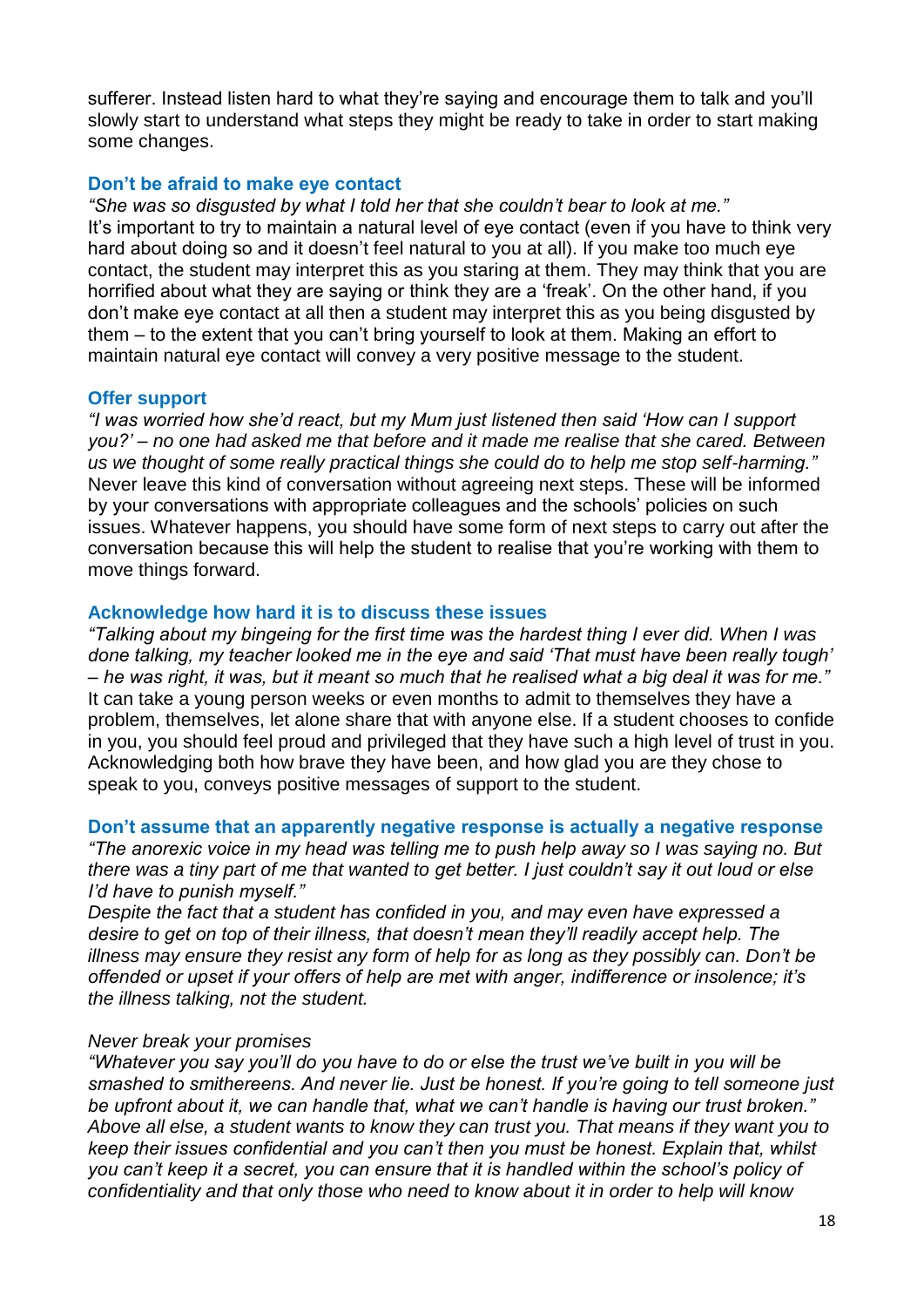sufferer. Instead listen hard to what they're saying and encourage them to talk and you'll slowly start to understand what steps they might be ready to take in order to start making some changes.

### Don't be afraid to make eye contact

*"She was so disgusted by what I told her that she couldn't bear to look at me."*
It's important to try to maintain a natural level of eye contact (even if you have to think very hard about doing so and it doesn't feel natural to you at all). If you make too much eye contact, the student may interpret this as you staring at them. They may think that you are horrified about what they are saying or think they are a 'freak'. On the other hand, if you don't make eye contact at all then a student may interpret this as you being disgusted by them – to the extent that you can't bring yourself to look at them. Making an effort to maintain natural eye contact will convey a very positive message to the student.

### Offer support

*"I was worried how she'd react, but my Mum just listened then said 'How can I support you?' – no one had asked me that before and it made me realise that she cared. Between us we thought of some really practical things she could do to help me stop self-harming."*
Never leave this kind of conversation without agreeing next steps. These will be informed by your conversations with appropriate colleagues and the schools' policies on such issues. Whatever happens, you should have some form of next steps to carry out after the conversation because this will help the student to realise that you're working with them to move things forward.

### Acknowledge how hard it is to discuss these issues

*"Talking about my bingeing for the first time was the hardest thing I ever did. When I was done talking, my teacher looked me in the eye and said 'That must have been really tough' – he was right, it was, but it meant so much that he realised what a big deal it was for me."*
It can take a young person weeks or even months to admit to themselves they have a problem, themselves, let alone share that with anyone else. If a student chooses to confide in you, you should feel proud and privileged that they have such a high level of trust in you. Acknowledging both how brave they have been, and how glad you are they chose to speak to you, conveys positive messages of support to the student.

### Don't assume that an apparently negative response is actually a negative response

*"The anorexic voice in my head was telling me to push help away so I was saying no. But there was a tiny part of me that wanted to get better. I just couldn't say it out loud or else I'd have to punish myself."*
*Despite the fact that a student has confided in you, and may even have expressed a desire to get on top of their illness, that doesn't mean they'll readily accept help. The illness may ensure they resist any form of help for as long as they possibly can. Don't be offended or upset if your offers of help are met with anger, indifference or insolence; it's the illness talking, not the student.*

*Never break your promises*
*"Whatever you say you'll do you have to do or else the trust we've built in you will be smashed to smithereens. And never lie. Just be honest. If you're going to tell someone just be upfront about it, we can handle that, what we can't handle is having our trust broken."*
*Above all else, a student wants to know they can trust you. That means if they want you to keep their issues confidential and you can't then you must be honest. Explain that, whilst you can't keep it a secret, you can ensure that it is handled within the school's policy of confidentiality and that only those who need to know about it in order to help will know*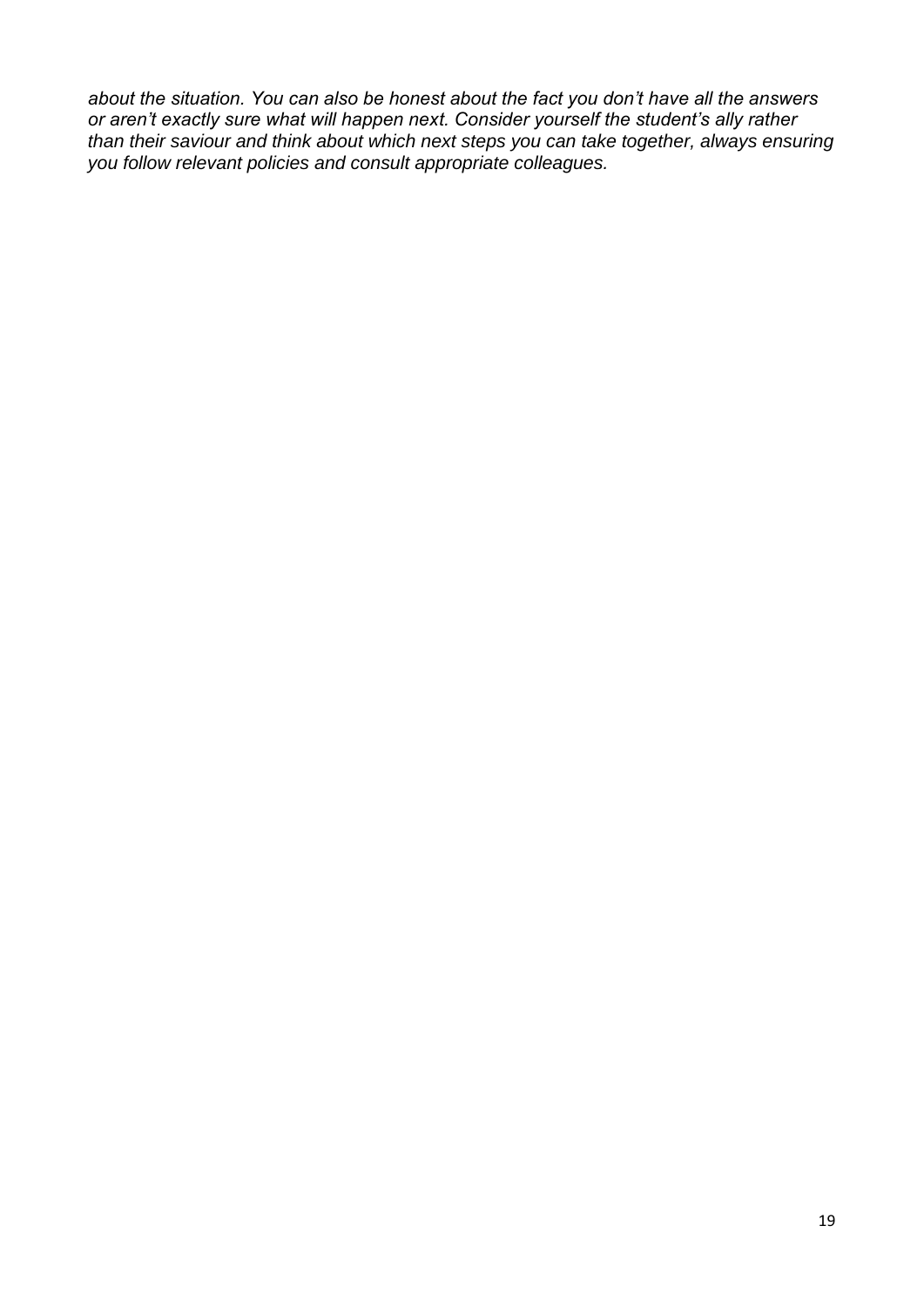*about the situation. You can also be honest about the fact you don't have all the answers or aren't exactly sure what will happen next. Consider yourself the student's ally rather than their saviour and think about which next steps you can take together, always ensuring you follow relevant policies and consult appropriate colleagues.*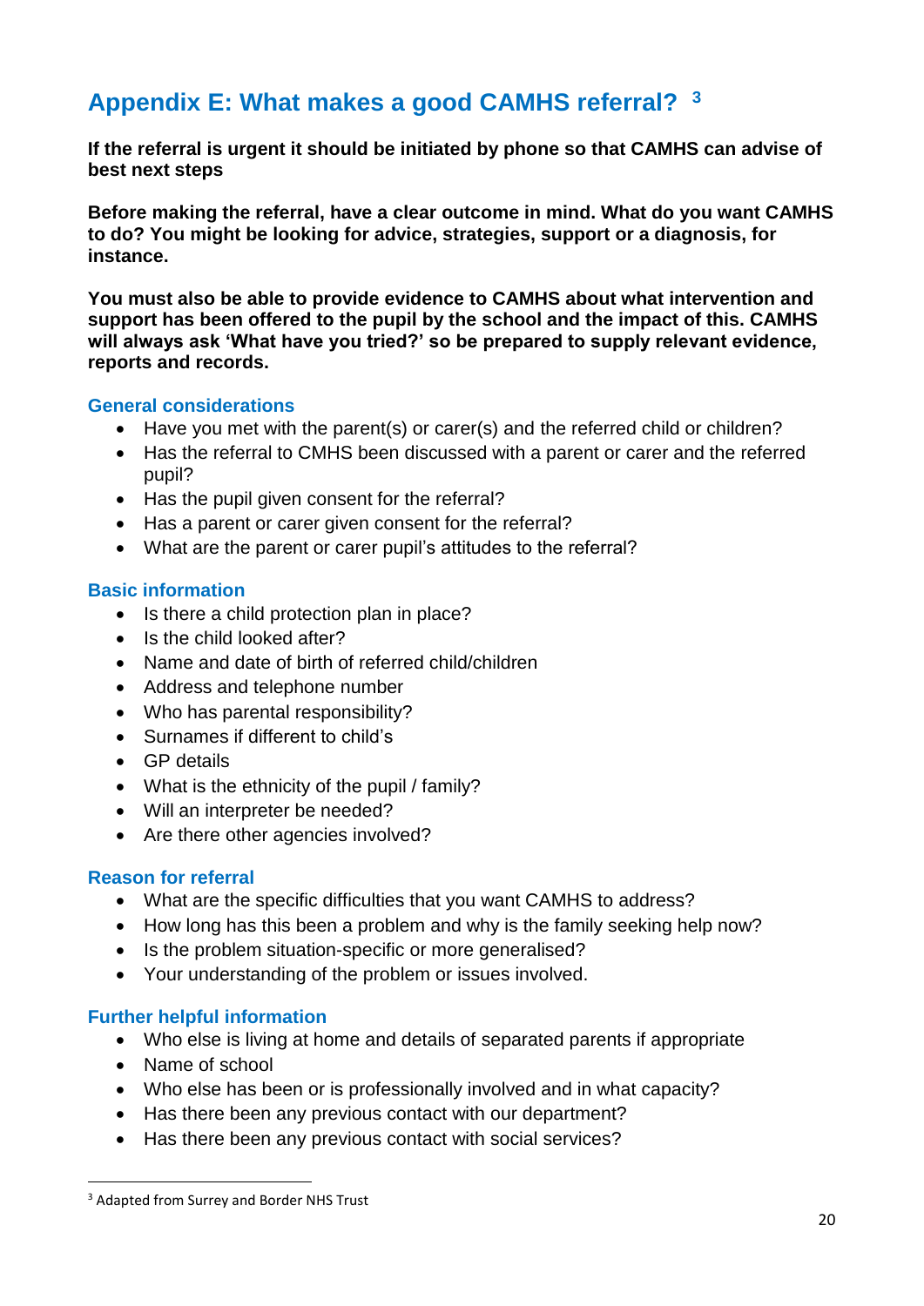## Appendix E: What makes a good CAMHS referral? [3]

**If the referral is urgent it should be initiated by phone so that CAMHS can advise of best next steps**

**Before making the referral, have a clear outcome in mind. What do you want CAMHS to do? You might be looking for advice, strategies, support or a diagnosis, for instance.**

**You must also be able to provide evidence to CAMHS about what intervention and support has been offered to the pupil by the school and the impact of this. CAMHS will always ask 'What have you tried?' so be prepared to supply relevant evidence, reports and records.**

### General considerations

- Have you met with the parent(s) or carer(s) and the referred child or children?
- Has the referral to CMHS been discussed with a parent or carer and the referred pupil?
- Has the pupil given consent for the referral?
- Has a parent or carer given consent for the referral?
- What are the parent or carer pupil's attitudes to the referral?

### Basic information

- Is there a child protection plan in place?
- Is the child looked after?
- Name and date of birth of referred child/children
- Address and telephone number
- Who has parental responsibility?
- Surnames if different to child's
- GP details
- What is the ethnicity of the pupil / family?
- Will an interpreter be needed?
- Are there other agencies involved?

### Reason for referral

- What are the specific difficulties that you want CAMHS to address?
- How long has this been a problem and why is the family seeking help now?
- Is the problem situation-specific or more generalised?
- Your understanding of the problem or issues involved.

### Further helpful information

- Who else is living at home and details of separated parents if appropriate
- Name of school
- Who else has been or is professionally involved and in what capacity?
- Has there been any previous contact with our department?
- Has there been any previous contact with social services?

---

[3] Adapted from Surrey and Border NHS Trust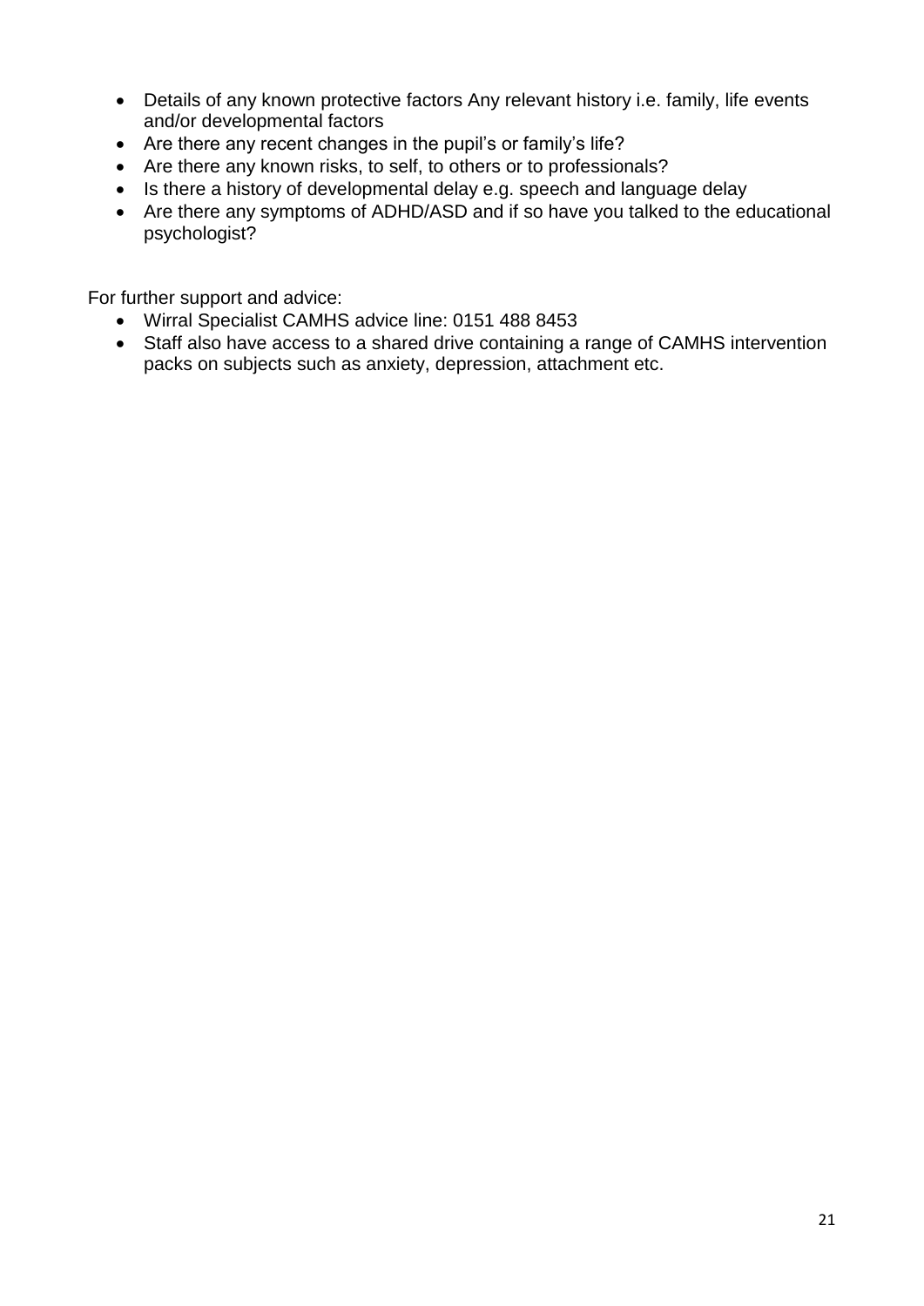- Details of any known protective factors Any relevant history i.e. family, life events and/or developmental factors
- Are there any recent changes in the pupil's or family's life?
- Are there any known risks, to self, to others or to professionals?
- Is there a history of developmental delay e.g. speech and language delay
- Are there any symptoms of ADHD/ASD and if so have you talked to the educational psychologist?

For further support and advice:

- Wirral Specialist CAMHS advice line: 0151 488 8453
- Staff also have access to a shared drive containing a range of CAMHS intervention packs on subjects such as anxiety, depression, attachment etc.